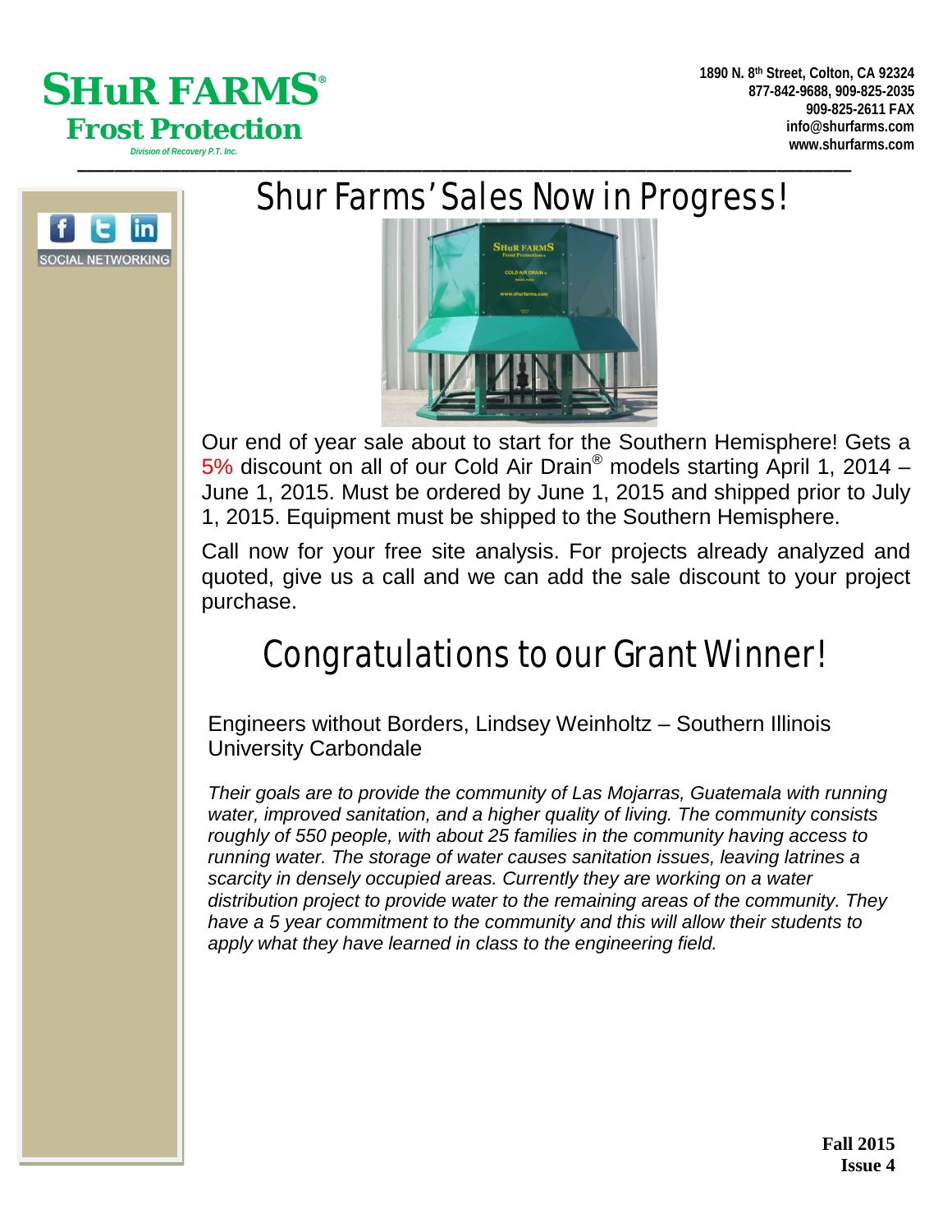# SHuR FARMS®
## Frost Protection
*Division of Recovery P.T. Inc.*

**1890 N. 8th Street, Colton, CA 92324**
**877-842-9688, 909-825-2035**
**909-825-2611 FAX**
**info@shurfarms.com**
**www.shurfarms.com**

SOCIAL NETWORKING

# Shur Farms' Sales Now in Progress!

Our end of year sale about to start for the Southern Hemisphere! Gets a 5% discount on all of our Cold Air Drain® models starting April 1, 2014 – June 1, 2015. Must be ordered by June 1, 2015 and shipped prior to July 1, 2015. Equipment must be shipped to the Southern Hemisphere.

Call now for your free site analysis. For projects already analyzed and quoted, give us a call and we can add the sale discount to your project purchase.

# Congratulations to our Grant Winner!

Engineers without Borders, Lindsey Weinholtz – Southern Illinois University Carbondale

*Their goals are to provide the community of Las Mojarras, Guatemala with running water, improved sanitation, and a higher quality of living. The community consists roughly of 550 people, with about 25 families in the community having access to running water. The storage of water causes sanitation issues, leaving latrines a scarcity in densely occupied areas. Currently they are working on a water distribution project to provide water to the remaining areas of the community. They have a 5 year commitment to the community and this will allow their students to apply what they have learned in class to the engineering field.*

**Fall 2015**
**Issue 4**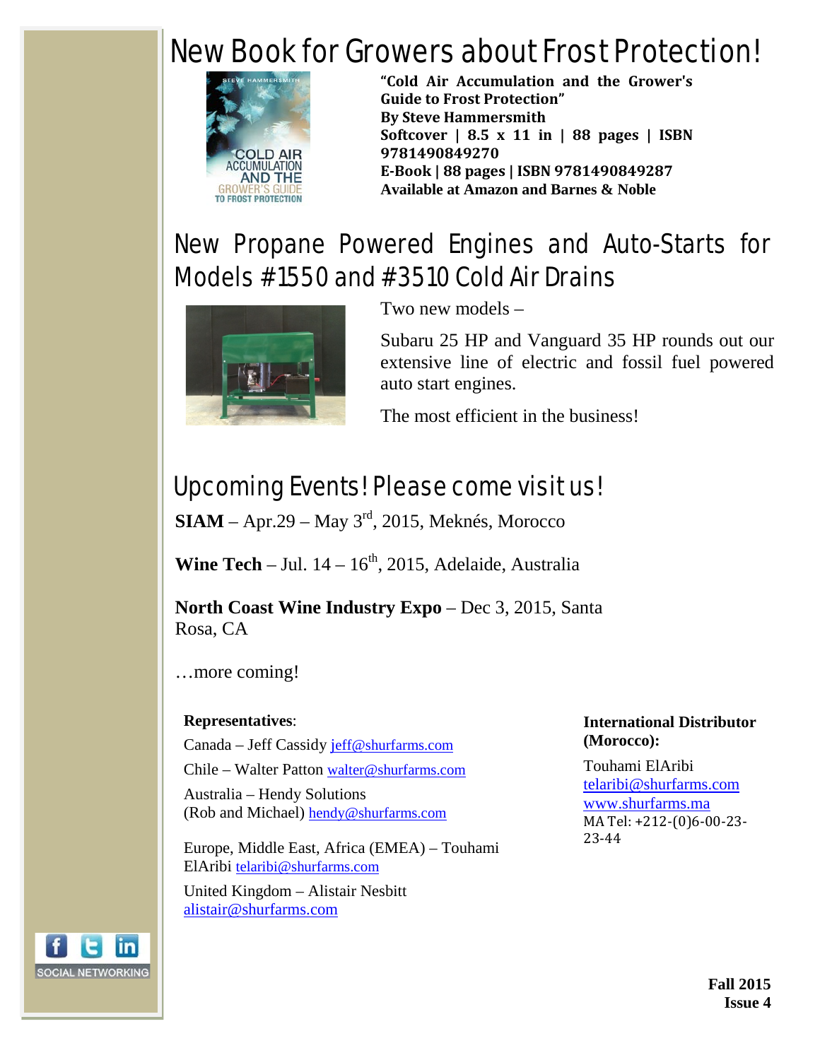# New Book for Growers about Frost Protection!

**"Cold Air Accumulation and the Grower's Guide to Frost Protection"**
**By Steve Hammersmith**
**Softcover | 8.5 x 11 in | 88 pages | ISBN 9781490849270**
**E-Book | 88 pages | ISBN 9781490849287**
**Available at Amazon and Barnes & Noble**

# New Propane Powered Engines and Auto-Starts for Models #1550 and #3510 Cold Air Drains

Two new models –

Subaru 25 HP and Vanguard 35 HP rounds out our extensive line of electric and fossil fuel powered auto start engines.

The most efficient in the business!

# Upcoming Events! Please come visit us!

**SIAM** – Apr.29 – May 3rd, 2015, Meknés, Morocco

**Wine Tech** – Jul. 14 – 16th, 2015, Adelaide, Australia

**North Coast Wine Industry Expo** – Dec 3, 2015, Santa Rosa, CA

…more coming!

**Representatives**:

Canada – Jeff Cassidy jeff@shurfarms.com

Chile – Walter Patton walter@shurfarms.com

Australia – Hendy Solutions
(Rob and Michael) hendy@shurfarms.com

Europe, Middle East, Africa (EMEA) – Touhami ElAribi telaribi@shurfarms.com

United Kingdom – Alistair Nesbitt
alistair@shurfarms.com

**International Distributor (Morocco):**

Touhami ElAribi
telaribi@shurfarms.com
www.shurfarms.ma
MA Tel: +212-(0)6-00-23-23-44

SOCIAL NETWORKING

**Fall 2015**
**Issue 4**